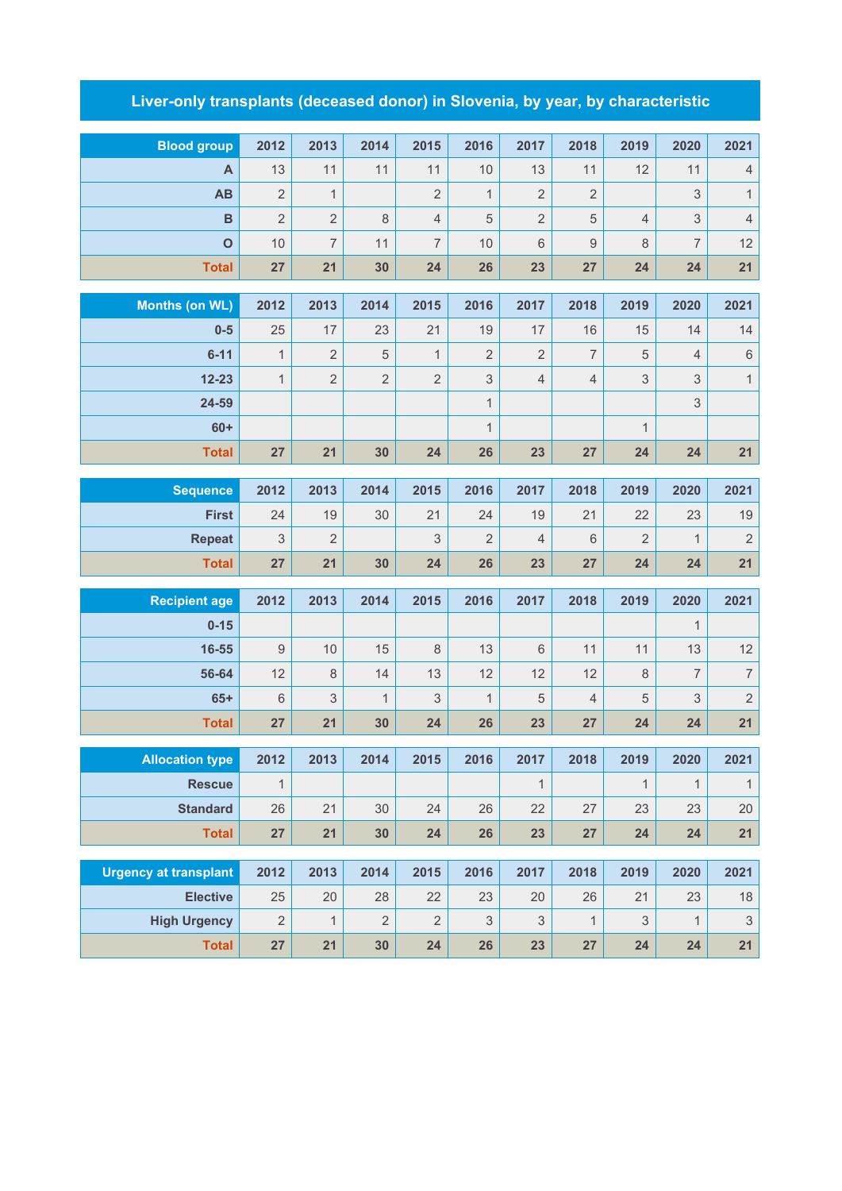# Liver-only transplants (deceased donor) in Slovenia, by year, by characteristic

| Blood group | 2012 | 2013 | 2014 | 2015 | 2016 | 2017 | 2018 | 2019 | 2020 | 2021 |
|---|---|---|---|---|---|---|---|---|---|---|
| A | 13 | 11 | 11 | 11 | 10 | 13 | 11 | 12 | 11 | 4 |
| AB | 2 | 1 | | 2 | 1 | 2 | 2 | | 3 | 1 |
| B | 2 | 2 | 8 | 4 | 5 | 2 | 5 | 4 | 3 | 4 |
| O | 10 | 7 | 11 | 7 | 10 | 6 | 9 | 8 | 7 | 12 |
| **Total** | **27** | **21** | **30** | **24** | **26** | **23** | **27** | **24** | **24** | **21** |

| Months (on WL) | 2012 | 2013 | 2014 | 2015 | 2016 | 2017 | 2018 | 2019 | 2020 | 2021 |
|---|---|---|---|---|---|---|---|---|---|---|
| 0-5 | 25 | 17 | 23 | 21 | 19 | 17 | 16 | 15 | 14 | 14 |
| 6-11 | 1 | 2 | 5 | 1 | 2 | 2 | 7 | 5 | 4 | 6 |
| 12-23 | 1 | 2 | 2 | 2 | 3 | 4 | 4 | 3 | 3 | 1 |
| 24-59 | | | | | 1 | | | | 3 | |
| 60+ | | | | | 1 | | | 1 | | |
| **Total** | **27** | **21** | **30** | **24** | **26** | **23** | **27** | **24** | **24** | **21** |

| Sequence | 2012 | 2013 | 2014 | 2015 | 2016 | 2017 | 2018 | 2019 | 2020 | 2021 |
|---|---|---|---|---|---|---|---|---|---|---|
| First | 24 | 19 | 30 | 21 | 24 | 19 | 21 | 22 | 23 | 19 |
| Repeat | 3 | 2 | | 3 | 2 | 4 | 6 | 2 | 1 | 2 |
| **Total** | **27** | **21** | **30** | **24** | **26** | **23** | **27** | **24** | **24** | **21** |

| Recipient age | 2012 | 2013 | 2014 | 2015 | 2016 | 2017 | 2018 | 2019 | 2020 | 2021 |
|---|---|---|---|---|---|---|---|---|---|---|
| 0-15 | | | | | | | | | 1 | |
| 16-55 | 9 | 10 | 15 | 8 | 13 | 6 | 11 | 11 | 13 | 12 |
| 56-64 | 12 | 8 | 14 | 13 | 12 | 12 | 12 | 8 | 7 | 7 |
| 65+ | 6 | 3 | 1 | 3 | 1 | 5 | 4 | 5 | 3 | 2 |
| **Total** | **27** | **21** | **30** | **24** | **26** | **23** | **27** | **24** | **24** | **21** |

| Allocation type | 2012 | 2013 | 2014 | 2015 | 2016 | 2017 | 2018 | 2019 | 2020 | 2021 |
|---|---|---|---|---|---|---|---|---|---|---|
| Rescue | 1 | | | | | 1 | | 1 | 1 | 1 |
| Standard | 26 | 21 | 30 | 24 | 26 | 22 | 27 | 23 | 23 | 20 |
| **Total** | **27** | **21** | **30** | **24** | **26** | **23** | **27** | **24** | **24** | **21** |

| Urgency at transplant | 2012 | 2013 | 2014 | 2015 | 2016 | 2017 | 2018 | 2019 | 2020 | 2021 |
|---|---|---|---|---|---|---|---|---|---|---|
| Elective | 25 | 20 | 28 | 22 | 23 | 20 | 26 | 21 | 23 | 18 |
| High Urgency | 2 | 1 | 2 | 2 | 3 | 3 | 1 | 3 | 1 | 3 |
| **Total** | **27** | **21** | **30** | **24** | **26** | **23** | **27** | **24** | **24** | **21** |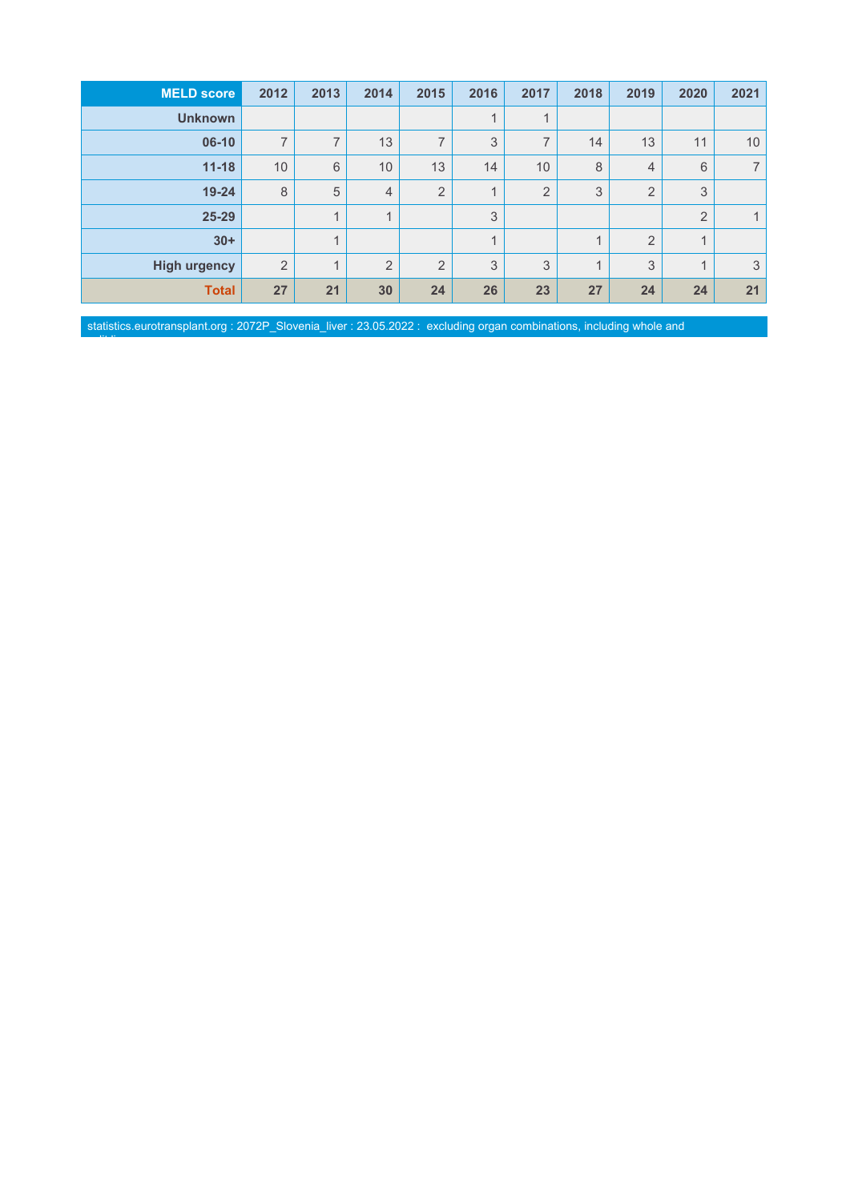| MELD score | 2012 | 2013 | 2014 | 2015 | 2016 | 2017 | 2018 | 2019 | 2020 | 2021 |
|---|---|---|---|---|---|---|---|---|---|---|
| **Unknown** | | | | | 1 | 1 | | | | |
| **06-10** | 7 | 7 | 13 | 7 | 3 | 7 | 14 | 13 | 11 | 10 |
| **11-18** | 10 | 6 | 10 | 13 | 14 | 10 | 8 | 4 | 6 | 7 |
| **19-24** | 8 | 5 | 4 | 2 | 1 | 2 | 3 | 2 | 3 | |
| **25-29** | | 1 | 1 | | 3 | | | | 2 | 1 |
| **30+** | | 1 | | | 1 | | 1 | 2 | 1 | |
| **High urgency** | 2 | 1 | 2 | 2 | 3 | 3 | 1 | 3 | 1 | 3 |
| **Total** | **27** | **21** | **30** | **24** | **26** | **23** | **27** | **24** | **24** | **21** |

statistics.eurotransplant.org : 2072P_Slovenia_liver : 23.05.2022 : excluding organ combinations, including whole and split livers